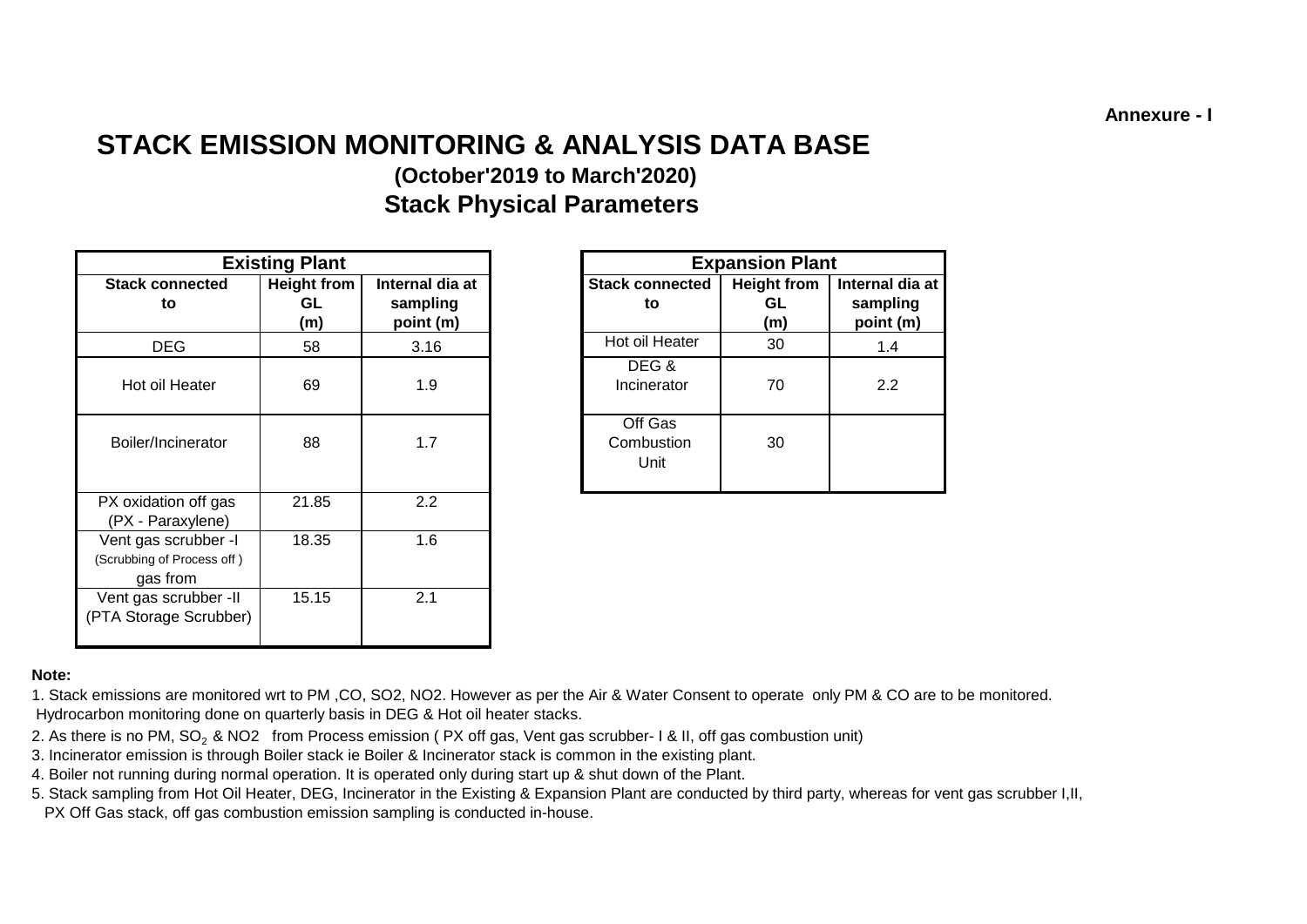Annexure - I

# STACK EMISSION MONITORING & ANALYSIS DATA BASE

### (October'2019 to March'2020)

## Stack Physical Parameters

| Existing Plant | | |
|---|---|---|
| **Stack connected to** | **Height from GL (m)** | **Internal dia at sampling point (m)** |
| DEG | 58 | 3.16 |
| Hot oil Heater | 69 | 1.9 |
| Boiler/Incinerator | 88 | 1.7 |
| PX oxidation off gas (PX - Paraxylene) | 21.85 | 2.2 |
| Vent gas scrubber -I (Scrubbing of Process off ) gas from | 18.35 | 1.6 |
| Vent gas scrubber -II (PTA Storage Scrubber) | 15.15 | 2.1 |

| Expansion Plant | | |
|---|---|---|
| **Stack connected to** | **Height from GL (m)** | **Internal dia at sampling point (m)** |
| Hot oil Heater | 30 | 1.4 |
| DEG & Incinerator | 70 | 2.2 |
| Off Gas Combustion Unit | 30 | |

**Note:**

1. Stack emissions are monitored wrt to PM ,CO, SO2, NO2. However as per the Air & Water Consent to operate only PM & CO are to be monitored. Hydrocarbon monitoring done on quarterly basis in DEG & Hot oil heater stacks.
2. As there is no PM, $SO_2$ & NO2 from Process emission ( PX off gas, Vent gas scrubber- I & II, off gas combustion unit)
3. Incinerator emission is through Boiler stack ie Boiler & Incinerator stack is common in the existing plant.
4. Boiler not running during normal operation. It is operated only during start up & shut down of the Plant.
5. Stack sampling from Hot Oil Heater, DEG, Incinerator in the Existing & Expansion Plant are conducted by third party, whereas for vent gas scrubber I,II, PX Off Gas stack, off gas combustion emission sampling is conducted in-house.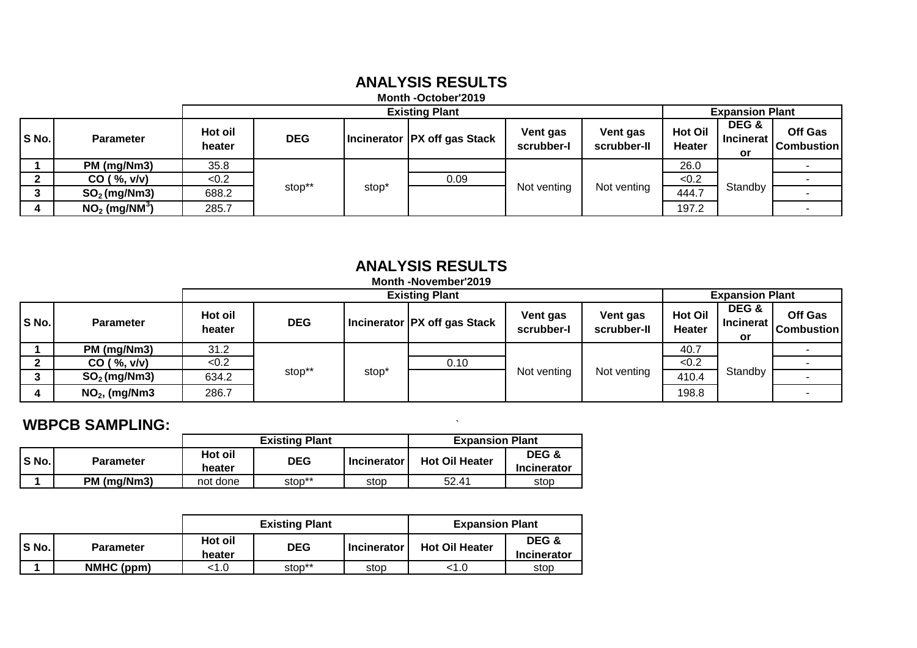## ANALYSIS RESULTS

**Month -October'2019**

| S No. | Parameter | Existing Plant | | | | | | Expansion Plant | | |
|---|---|---|---|---|---|---|---|---|---|---|
| | | Hot oil heater | DEG | Incinerator | PX off gas Stack | Vent gas scrubber-I | Vent gas scrubber-II | Hot Oil Heater | DEG & Incinerator | Off Gas Combustion |
| 1 | PM (mg/Nm3) | 35.8 | stop** | stop* | | Not venting | Not venting | 26.0 | Standby | - |
| 2 | CO ( %, v/v) | <0.2 | | | 0.09 | | | <0.2 | | - |
| 3 | $SO_2$ (mg/Nm3) | 688.2 | | | | | | 444.7 | | - |
| 4 | $NO_2$ (mg/NM$^3$) | 285.7 | | | | | | 197.2 | | - |

## ANALYSIS RESULTS

**Month -November'2019**

| S No. | Parameter | Existing Plant | | | | | | Expansion Plant | | |
|---|---|---|---|---|---|---|---|---|---|---|
| | | Hot oil heater | DEG | Incinerator | PX off gas Stack | Vent gas scrubber-I | Vent gas scrubber-II | Hot Oil Heater | DEG & Incinerator | Off Gas Combustion |
| 1 | PM (mg/Nm3) | 31.2 | stop** | stop* | | Not venting | Not venting | 40.7 | Standby | - |
| 2 | CO ( %, v/v) | <0.2 | | | 0.10 | | | <0.2 | | - |
| 3 | $SO_2$ (mg/Nm3) | 634.2 | | | | | | 410.4 | | - |
| 4 | $NO_2$, (mg/Nm3 | 286.7 | | | | | | 198.8 | | - |

## WBPCB SAMPLING:

| S No. | Parameter | Existing Plant | | | Expansion Plant | |
|---|---|---|---|---|---|---|
| | | Hot oil heater | DEG | Incinerator | Hot Oil Heater | DEG & Incinerator |
| 1 | PM (mg/Nm3) | not done | stop** | stop | 52.41 | stop |

| S No. | Parameter | Existing Plant | | | Expansion Plant | |
|---|---|---|---|---|---|---|
| | | Hot oil heater | DEG | Incinerator | Hot Oil Heater | DEG & Incinerator |
| 1 | NMHC (ppm) | <1.0 | stop** | stop | <1.0 | stop |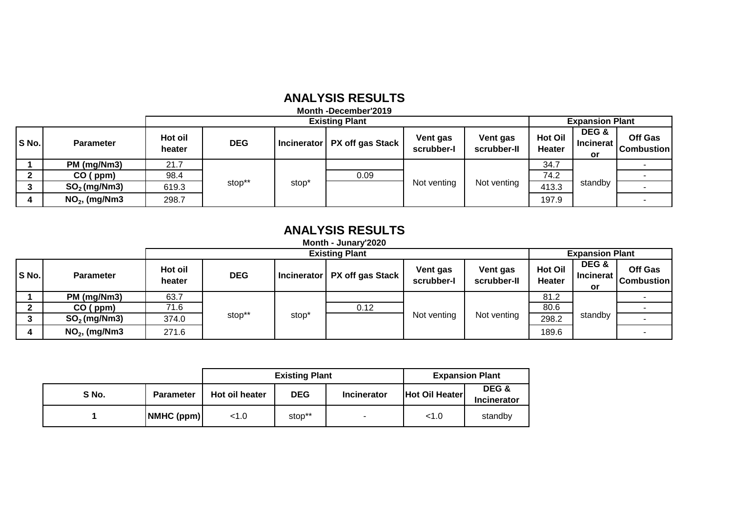## ANALYSIS RESULTS

**Month -December'2019**

| | | Existing Plant | | | | | | Expansion Plant | | |
|---|---|---|---|---|---|---|---|---|---|---|
| **S No.** | **Parameter** | **Hot oil heater** | **DEG** | **Incinerator** | **PX off gas Stack** | **Vent gas scrubber-I** | **Vent gas scrubber-II** | **Hot Oil Heater** | **DEG & Incinerator** | **Off Gas Combustion** |
| **1** | **PM (mg/Nm3)** | 21.7 | stop** | stop* | | Not venting | Not venting | 34.7 | standby | - |
| **2** | **CO ( ppm)** | 98.4 | | | 0.09 | | | 74.2 | | - |
| **3** | **$SO_2$ (mg/Nm3)** | 619.3 | | | | | | 413.3 | | - |
| **4** | **$NO_2$, (mg/Nm3** | 298.7 | | | | | | 197.9 | | - |

## ANALYSIS RESULTS

**Month - Junary'2020**

| | | Existing Plant | | | | | | Expansion Plant | | |
|---|---|---|---|---|---|---|---|---|---|---|
| **S No.** | **Parameter** | **Hot oil heater** | **DEG** | **Incinerator** | **PX off gas Stack** | **Vent gas scrubber-I** | **Vent gas scrubber-II** | **Hot Oil Heater** | **DEG & Incinerator** | **Off Gas Combustion** |
| **1** | **PM (mg/Nm3)** | 63.7 | stop** | stop* | | Not venting | Not venting | 81.2 | standby | - |
| **2** | **CO ( ppm)** | 71.6 | | | 0.12 | | | 80.6 | | - |
| **3** | **$SO_2$ (mg/Nm3)** | 374.0 | | | | | | 298.2 | | - |
| **4** | **$NO_2$, (mg/Nm3** | 271.6 | | | | | | 189.6 | | - |

| | | Existing Plant | | | Expansion Plant | |
|---|---|---|---|---|---|---|
| **S No.** | **Parameter** | **Hot oil heater** | **DEG** | **Incinerator** | **Hot Oil Heater** | **DEG & Incinerator** |
| **1** | **NMHC (ppm)** | <1.0 | stop** | - | <1.0 | standby |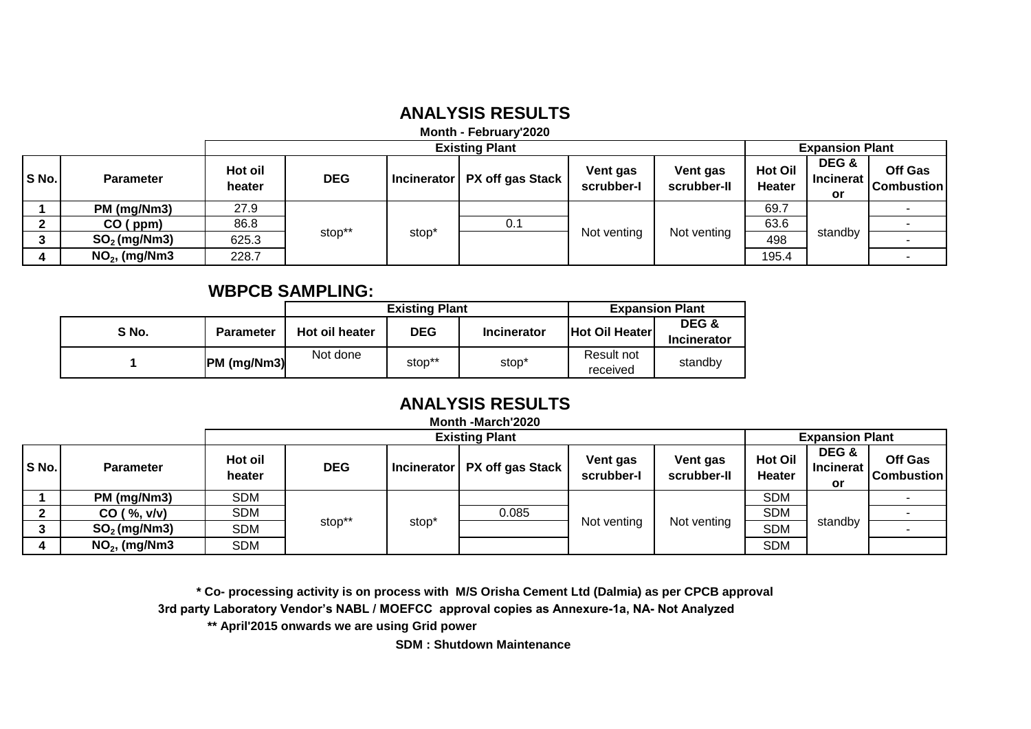## ANALYSIS RESULTS

**Month - February'2020**

| | | Existing Plant | | | | | | Expansion Plant | | |
|---|---|---|---|---|---|---|---|---|---|---|
| **S No.** | **Parameter** | **Hot oil heater** | **DEG** | **Incinerator** | **PX off gas Stack** | **Vent gas scrubber-I** | **Vent gas scrubber-II** | **Hot Oil Heater** | **DEG & Incinerator** | **Off Gas Combustion** |
| 1 | PM (mg/Nm3) | 27.9 | stop** | stop* | | Not venting | Not venting | 69.7 | standby | - |
| 2 | CO ( ppm) | 86.8 | | | 0.1 | | | 63.6 | | - |
| 3 | $SO_2$ (mg/Nm3) | 625.3 | | | | | | 498 | | - |
| 4 | $NO_2$, (mg/Nm3 | 228.7 | | | | | | 195.4 | | - |

## WBPCB SAMPLING:

| | | Existing Plant | | | Expansion Plant | |
|---|---|---|---|---|---|---|
| **S No.** | **Parameter** | **Hot oil heater** | **DEG** | **Incinerator** | **Hot Oil Heater** | **DEG & Incinerator** |
| 1 | PM (mg/Nm3) | Not done | stop** | stop* | Result not received | standby |

## ANALYSIS RESULTS

**Month -March'2020**

| | | Existing Plant | | | | | | Expansion Plant | | |
|---|---|---|---|---|---|---|---|---|---|---|
| **S No.** | **Parameter** | **Hot oil heater** | **DEG** | **Incinerator** | **PX off gas Stack** | **Vent gas scrubber-I** | **Vent gas scrubber-II** | **Hot Oil Heater** | **DEG & Incinerator** | **Off Gas Combustion** |
| 1 | PM (mg/Nm3) | SDM | stop** | stop* | | Not venting | Not venting | SDM | standby | - |
| 2 | CO ( %, v/v) | SDM | | | 0.085 | | | SDM | | - |
| 3 | $SO_2$ (mg/Nm3) | SDM | | | | | | SDM | | - |
| 4 | $NO_2$, (mg/Nm3 | SDM | | | | | | SDM | | |

**\* Co- processing activity is on process with M/S Orisha Cement Ltd (Dalmia) as per CPCB approval**

**3rd party Laboratory Vendor's NABL / MOEFCC approval copies as Annexure-1a, NA- Not Analyzed**

**\*\* April'2015 onwards we are using Grid power**

**SDM : Shutdown Maintenance**